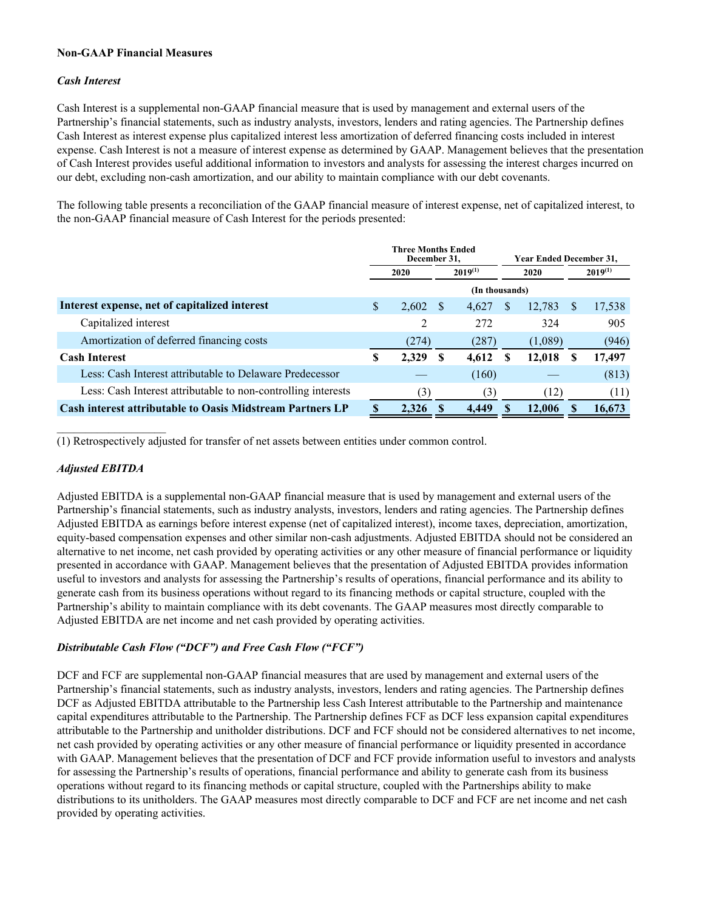**Non-GAAP Financial Measures**

***Cash Interest***

Cash Interest is a supplemental non-GAAP financial measure that is used by management and external users of the Partnership's financial statements, such as industry analysts, investors, lenders and rating agencies. The Partnership defines Cash Interest as interest expense plus capitalized interest less amortization of deferred financing costs included in interest expense. Cash Interest is not a measure of interest expense as determined by GAAP. Management believes that the presentation of Cash Interest provides useful additional information to investors and analysts for assessing the interest charges incurred on our debt, excluding non-cash amortization, and our ability to maintain compliance with our debt covenants.

The following table presents a reconciliation of the GAAP financial measure of interest expense, net of capitalized interest, to the non-GAAP financial measure of Cash Interest for the periods presented:

| | Three Months Ended December 31, | | Year Ended December 31, | |
|---|---|---|---|---|
| | 2020 | 2019(1) | 2020 | 2019(1) |
| | (In thousands) | | | |
| **Interest expense, net of capitalized interest** | $ 2,602 | $ 4,627 | $ 12,783 | $ 17,538 |
| Capitalized interest | 2 | 272 | 324 | 905 |
| Amortization of deferred financing costs | (274) | (287) | (1,089) | (946) |
| **Cash Interest** | **$ 2,329** | **$ 4,612** | **$ 12,018** | **$ 17,497** |
| Less: Cash Interest attributable to Delaware Predecessor | — | (160) | — | (813) |
| Less: Cash Interest attributable to non-controlling interests | (3) | (3) | (12) | (11) |
| **Cash interest attributable to Oasis Midstream Partners LP** | **$ 2,326** | **$ 4,449** | **$ 12,006** | **$ 16,673** |

(1) Retrospectively adjusted for transfer of net assets between entities under common control.

***Adjusted EBITDA***

Adjusted EBITDA is a supplemental non-GAAP financial measure that is used by management and external users of the Partnership's financial statements, such as industry analysts, investors, lenders and rating agencies. The Partnership defines Adjusted EBITDA as earnings before interest expense (net of capitalized interest), income taxes, depreciation, amortization, equity-based compensation expenses and other similar non-cash adjustments. Adjusted EBITDA should not be considered an alternative to net income, net cash provided by operating activities or any other measure of financial performance or liquidity presented in accordance with GAAP. Management believes that the presentation of Adjusted EBITDA provides information useful to investors and analysts for assessing the Partnership's results of operations, financial performance and its ability to generate cash from its business operations without regard to its financing methods or capital structure, coupled with the Partnership's ability to maintain compliance with its debt covenants. The GAAP measures most directly comparable to Adjusted EBITDA are net income and net cash provided by operating activities.

***Distributable Cash Flow ("DCF") and Free Cash Flow ("FCF")***

DCF and FCF are supplemental non-GAAP financial measures that are used by management and external users of the Partnership's financial statements, such as industry analysts, investors, lenders and rating agencies. The Partnership defines DCF as Adjusted EBITDA attributable to the Partnership less Cash Interest attributable to the Partnership and maintenance capital expenditures attributable to the Partnership. The Partnership defines FCF as DCF less expansion capital expenditures attributable to the Partnership and unitholder distributions. DCF and FCF should not be considered alternatives to net income, net cash provided by operating activities or any other measure of financial performance or liquidity presented in accordance with GAAP. Management believes that the presentation of DCF and FCF provide information useful to investors and analysts for assessing the Partnership's results of operations, financial performance and ability to generate cash from its business operations without regard to its financing methods or capital structure, coupled with the Partnerships ability to make distributions to its unitholders. The GAAP measures most directly comparable to DCF and FCF are net income and net cash provided by operating activities.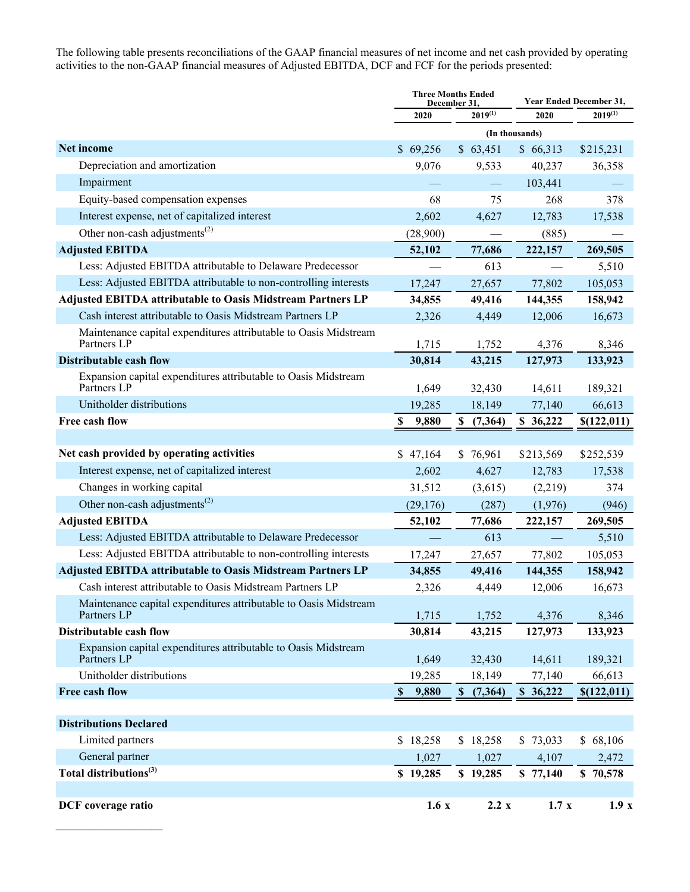The following table presents reconciliations of the GAAP financial measures of net income and net cash provided by operating activities to the non-GAAP financial measures of Adjusted EBITDA, DCF and FCF for the periods presented:

| | Three Months Ended December 31, | | Year Ended December 31, | |
|---|---|---|---|---|
| | 2020 | 2019[(1)] | 2020 | 2019[(1)] |
| | (In thousands) | | | |
| **Net income** | $ 69,256 | $ 63,451 | $ 66,313 | $215,231 |
| Depreciation and amortization | 9,076 | 9,533 | 40,237 | 36,358 |
| Impairment | — | — | 103,441 | — |
| Equity-based compensation expenses | 68 | 75 | 268 | 378 |
| Interest expense, net of capitalized interest | 2,602 | 4,627 | 12,783 | 17,538 |
| Other non-cash adjustments[(2)] | (28,900) | — | (885) | — |
| **Adjusted EBITDA** | **52,102** | **77,686** | **222,157** | **269,505** |
| Less: Adjusted EBITDA attributable to Delaware Predecessor | — | 613 | — | 5,510 |
| Less: Adjusted EBITDA attributable to non-controlling interests | 17,247 | 27,657 | 77,802 | 105,053 |
| **Adjusted EBITDA attributable to Oasis Midstream Partners LP** | **34,855** | **49,416** | **144,355** | **158,942** |
| Cash interest attributable to Oasis Midstream Partners LP | 2,326 | 4,449 | 12,006 | 16,673 |
| Maintenance capital expenditures attributable to Oasis Midstream Partners LP | 1,715 | 1,752 | 4,376 | 8,346 |
| **Distributable cash flow** | **30,814** | **43,215** | **127,973** | **133,923** |
| Expansion capital expenditures attributable to Oasis Midstream Partners LP | 1,649 | 32,430 | 14,611 | 189,321 |
| Unitholder distributions | 19,285 | 18,149 | 77,140 | 66,613 |
| **Free cash flow** | **$ 9,880** | **$ (7,364)** | **$ 36,222** | **$(122,011)** |
| | | | | |
| **Net cash provided by operating activities** | $ 47,164 | $ 76,961 | $213,569 | $252,539 |
| Interest expense, net of capitalized interest | 2,602 | 4,627 | 12,783 | 17,538 |
| Changes in working capital | 31,512 | (3,615) | (2,219) | 374 |
| Other non-cash adjustments[(2)] | (29,176) | (287) | (1,976) | (946) |
| **Adjusted EBITDA** | **52,102** | **77,686** | **222,157** | **269,505** |
| Less: Adjusted EBITDA attributable to Delaware Predecessor | — | 613 | — | 5,510 |
| Less: Adjusted EBITDA attributable to non-controlling interests | 17,247 | 27,657 | 77,802 | 105,053 |
| **Adjusted EBITDA attributable to Oasis Midstream Partners LP** | **34,855** | **49,416** | **144,355** | **158,942** |
| Cash interest attributable to Oasis Midstream Partners LP | 2,326 | 4,449 | 12,006 | 16,673 |
| Maintenance capital expenditures attributable to Oasis Midstream Partners LP | 1,715 | 1,752 | 4,376 | 8,346 |
| **Distributable cash flow** | **30,814** | **43,215** | **127,973** | **133,923** |
| Expansion capital expenditures attributable to Oasis Midstream Partners LP | 1,649 | 32,430 | 14,611 | 189,321 |
| Unitholder distributions | 19,285 | 18,149 | 77,140 | 66,613 |
| **Free cash flow** | **$ 9,880** | **$ (7,364)** | **$ 36,222** | **$(122,011)** |
| | | | | |
| **Distributions Declared** | | | | |
| Limited partners | $ 18,258 | $ 18,258 | $ 73,033 | $ 68,106 |
| General partner | 1,027 | 1,027 | 4,107 | 2,472 |
| **Total distributions[(3)]** | **$ 19,285** | **$ 19,285** | **$ 77,140** | **$ 70,578** |
| | | | | |
| **DCF coverage ratio** | **1.6 x** | **2.2 x** | **1.7 x** | **1.9 x** |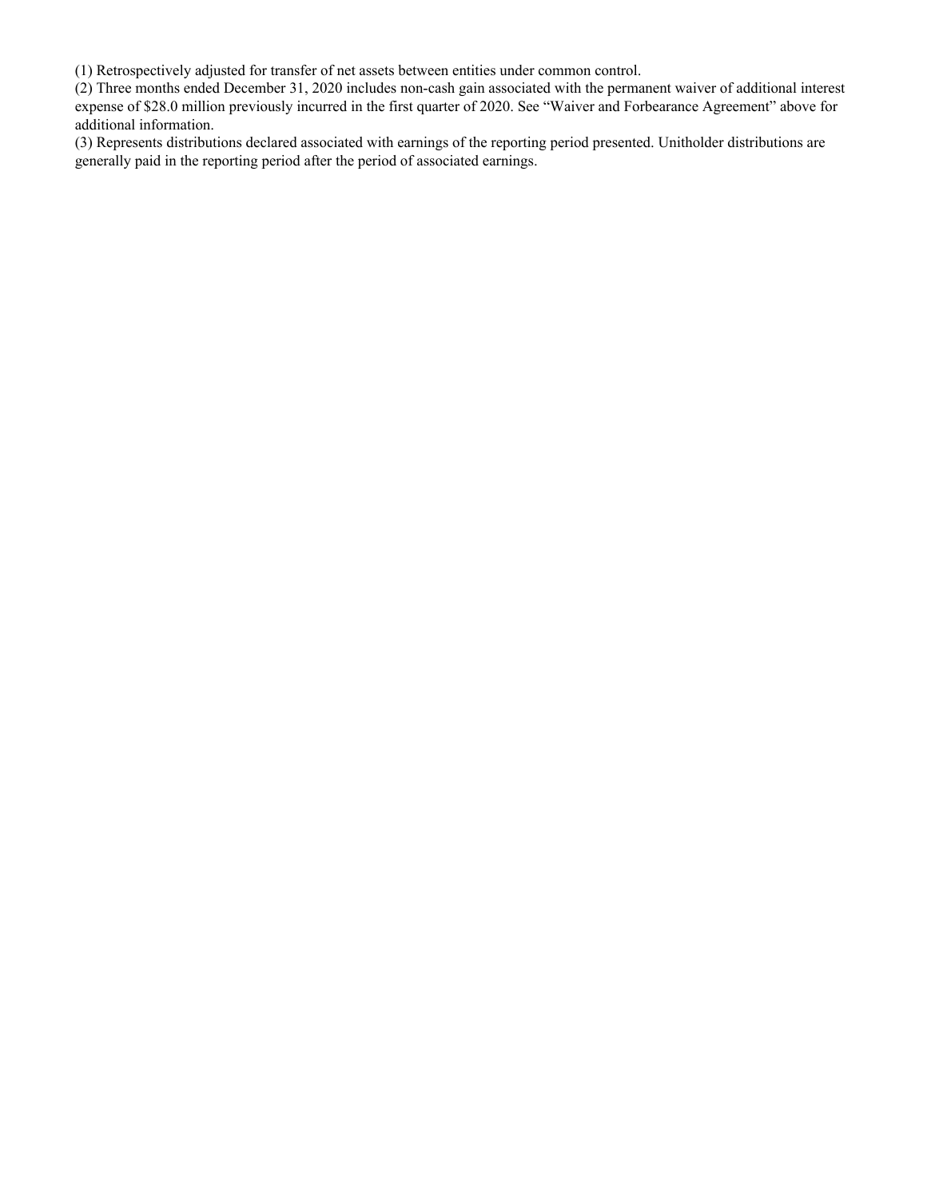(1) Retrospectively adjusted for transfer of net assets between entities under common control.

(2) Three months ended December 31, 2020 includes non-cash gain associated with the permanent waiver of additional interest expense of $28.0 million previously incurred in the first quarter of 2020. See “Waiver and Forbearance Agreement” above for additional information.

(3) Represents distributions declared associated with earnings of the reporting period presented. Unitholder distributions are generally paid in the reporting period after the period of associated earnings.